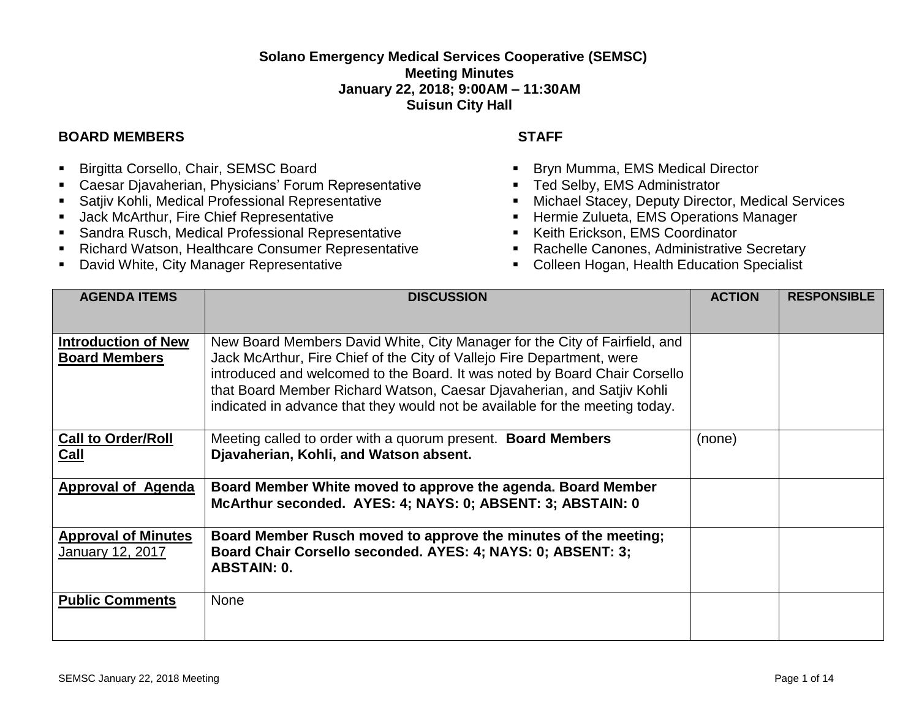**Solano Emergency Medical Services Cooperative (SEMSC)**
**Meeting Minutes**
**January 22, 2018; 9:00AM – 11:30AM**
**Suisun City Hall**

**BOARD MEMBERS**

- Birgitta Corsello, Chair, SEMSC Board
- Caesar Djavaherian, Physicians' Forum Representative
- Satjiv Kohli, Medical Professional Representative
- Jack McArthur, Fire Chief Representative
- Sandra Rusch, Medical Professional Representative
- Richard Watson, Healthcare Consumer Representative
- David White, City Manager Representative

**STAFF**

- Bryn Mumma, EMS Medical Director
- Ted Selby, EMS Administrator
- Michael Stacey, Deputy Director, Medical Services
- Hermie Zulueta, EMS Operations Manager
- Keith Erickson, EMS Coordinator
- Rachelle Canones, Administrative Secretary
- Colleen Hogan, Health Education Specialist

| AGENDA ITEMS | DISCUSSION | ACTION | RESPONSIBLE |
|---|---|---|---|
| **Introduction of New Board Members** | New Board Members David White, City Manager for the City of Fairfield, and Jack McArthur, Fire Chief of the City of Vallejo Fire Department, were introduced and welcomed to the Board. It was noted by Board Chair Corsello that Board Member Richard Watson, Caesar Djavaherian, and Satjiv Kohli indicated in advance that they would not be available for the meeting today. | | |
| **Call to Order/Roll Call** | Meeting called to order with a quorum present. **Board Members Djavaherian, Kohli, and Watson absent.** | (none) | |
| **Approval of Agenda** | **Board Member White moved to approve the agenda. Board Member McArthur seconded. AYES: 4; NAYS: 0; ABSENT: 3; ABSTAIN: 0** | | |
| **Approval of Minutes** January 12, 2017 | **Board Member Rusch moved to approve the minutes of the meeting; Board Chair Corsello seconded. AYES: 4; NAYS: 0; ABSENT: 3; ABSTAIN: 0.** | | |
| **Public Comments** | None | | |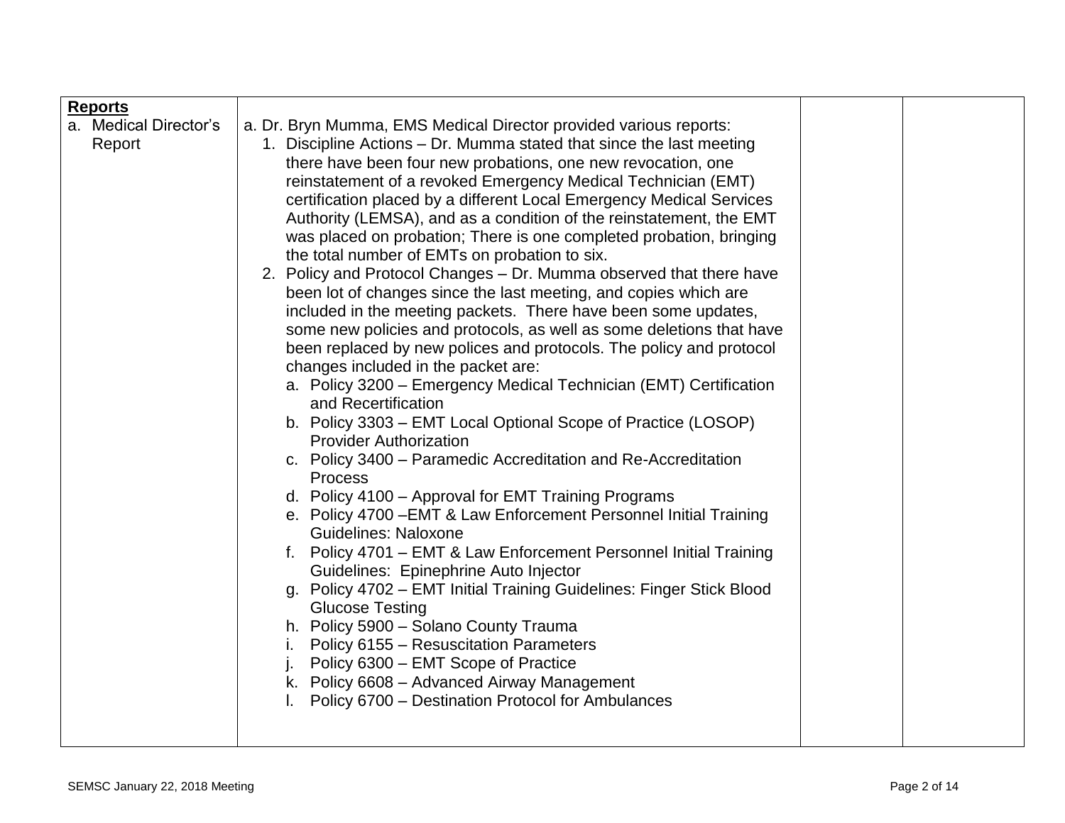| **Reports**<br>a. Medical Director's Report | a. Dr. Bryn Mumma, EMS Medical Director provided various reports:<br>1. Discipline Actions – Dr. Mumma stated that since the last meeting there have been four new probations, one new revocation, one reinstatement of a revoked Emergency Medical Technician (EMT) certification placed by a different Local Emergency Medical Services Authority (LEMSA), and as a condition of the reinstatement, the EMT was placed on probation; There is one completed probation, bringing the total number of EMTs on probation to six.<br>2. Policy and Protocol Changes – Dr. Mumma observed that there have been lot of changes since the last meeting, and copies which are included in the meeting packets. There have been some updates, some new policies and protocols, as well as some deletions that have been replaced by new polices and protocols. The policy and protocol changes included in the packet are:<br>a. Policy 3200 – Emergency Medical Technician (EMT) Certification and Recertification<br>b. Policy 3303 – EMT Local Optional Scope of Practice (LOSOP) Provider Authorization<br>c. Policy 3400 – Paramedic Accreditation and Re-Accreditation Process<br>d. Policy 4100 – Approval for EMT Training Programs<br>e. Policy 4700 –EMT & Law Enforcement Personnel Initial Training Guidelines: Naloxone<br>f. Policy 4701 – EMT & Law Enforcement Personnel Initial Training Guidelines: Epinephrine Auto Injector<br>g. Policy 4702 – EMT Initial Training Guidelines: Finger Stick Blood Glucose Testing<br>h. Policy 5900 – Solano County Trauma<br>i. Policy 6155 – Resuscitation Parameters<br>j. Policy 6300 – EMT Scope of Practice<br>k. Policy 6608 – Advanced Airway Management<br>l. Policy 6700 – Destination Protocol for Ambulances | | |
|---|---|---|---|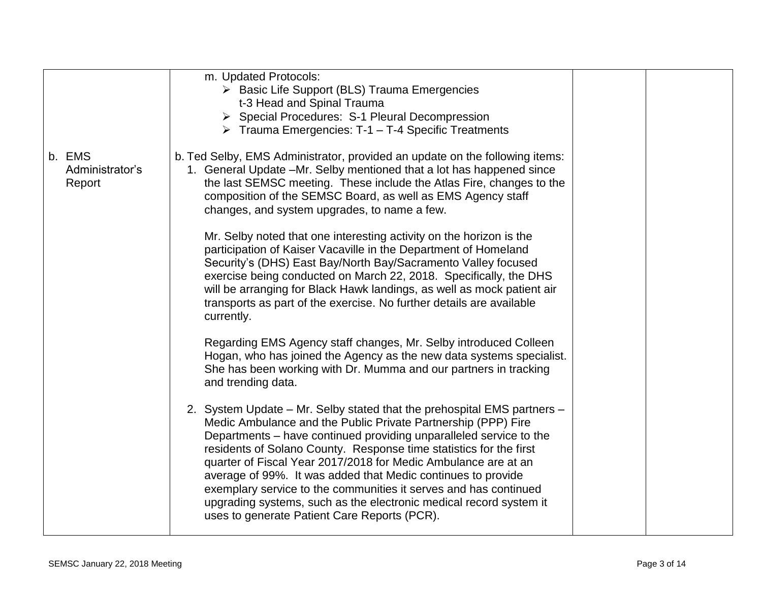| | | | |
|---|---|---|---|
| | m. Updated Protocols:<br>➢ Basic Life Support (BLS) Trauma Emergencies t-3 Head and Spinal Trauma<br>➢ Special Procedures: S-1 Pleural Decompression<br>➢ Trauma Emergencies: T-1 – T-4 Specific Treatments | | |
| b. EMS Administrator's Report | b. Ted Selby, EMS Administrator, provided an update on the following items:<br>1. General Update –Mr. Selby mentioned that a lot has happened since the last SEMSC meeting. These include the Atlas Fire, changes to the composition of the SEMSC Board, as well as EMS Agency staff changes, and system upgrades, to name a few.<br><br>Mr. Selby noted that one interesting activity on the horizon is the participation of Kaiser Vacaville in the Department of Homeland Security's (DHS) East Bay/North Bay/Sacramento Valley focused exercise being conducted on March 22, 2018. Specifically, the DHS will be arranging for Black Hawk landings, as well as mock patient air transports as part of the exercise. No further details are available currently.<br><br>Regarding EMS Agency staff changes, Mr. Selby introduced Colleen Hogan, who has joined the Agency as the new data systems specialist. She has been working with Dr. Mumma and our partners in tracking and trending data.<br><br>2. System Update – Mr. Selby stated that the prehospital EMS partners – Medic Ambulance and the Public Private Partnership (PPP) Fire Departments – have continued providing unparalleled service to the residents of Solano County. Response time statistics for the first quarter of Fiscal Year 2017/2018 for Medic Ambulance are at an average of 99%. It was added that Medic continues to provide exemplary service to the communities it serves and has continued upgrading systems, such as the electronic medical record system it uses to generate Patient Care Reports (PCR). | | |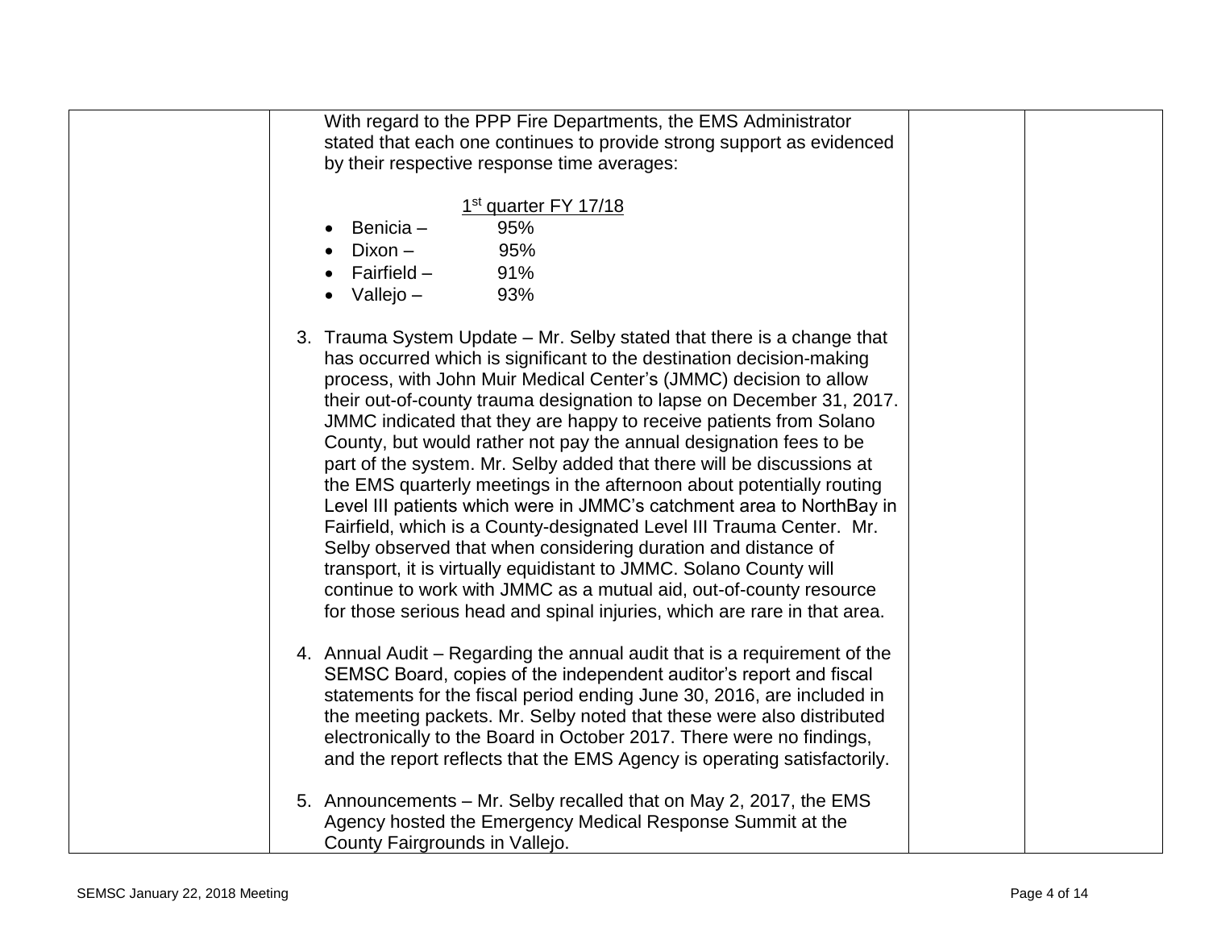| | | | |
|---|---|---|---|
| | With regard to the PPP Fire Departments, the EMS Administrator stated that each one continues to provide strong support as evidenced by their respective response time averages:<br><br>1st quarter FY 17/18<br>• Benicia – 95%<br>• Dixon – 95%<br>• Fairfield – 91%<br>• Vallejo – 93%<br><br>3. Trauma System Update – Mr. Selby stated that there is a change that has occurred which is significant to the destination decision-making process, with John Muir Medical Center's (JMMC) decision to allow their out-of-county trauma designation to lapse on December 31, 2017. JMMC indicated that they are happy to receive patients from Solano County, but would rather not pay the annual designation fees to be part of the system. Mr. Selby added that there will be discussions at the EMS quarterly meetings in the afternoon about potentially routing Level III patients which were in JMMC's catchment area to NorthBay in Fairfield, which is a County-designated Level III Trauma Center. Mr. Selby observed that when considering duration and distance of transport, it is virtually equidistant to JMMC. Solano County will continue to work with JMMC as a mutual aid, out-of-county resource for those serious head and spinal injuries, which are rare in that area.<br><br>4. Annual Audit – Regarding the annual audit that is a requirement of the SEMSC Board, copies of the independent auditor's report and fiscal statements for the fiscal period ending June 30, 2016, are included in the meeting packets. Mr. Selby noted that these were also distributed electronically to the Board in October 2017. There were no findings, and the report reflects that the EMS Agency is operating satisfactorily.<br><br>5. Announcements – Mr. Selby recalled that on May 2, 2017, the EMS Agency hosted the Emergency Medical Response Summit at the County Fairgrounds in Vallejo. | | |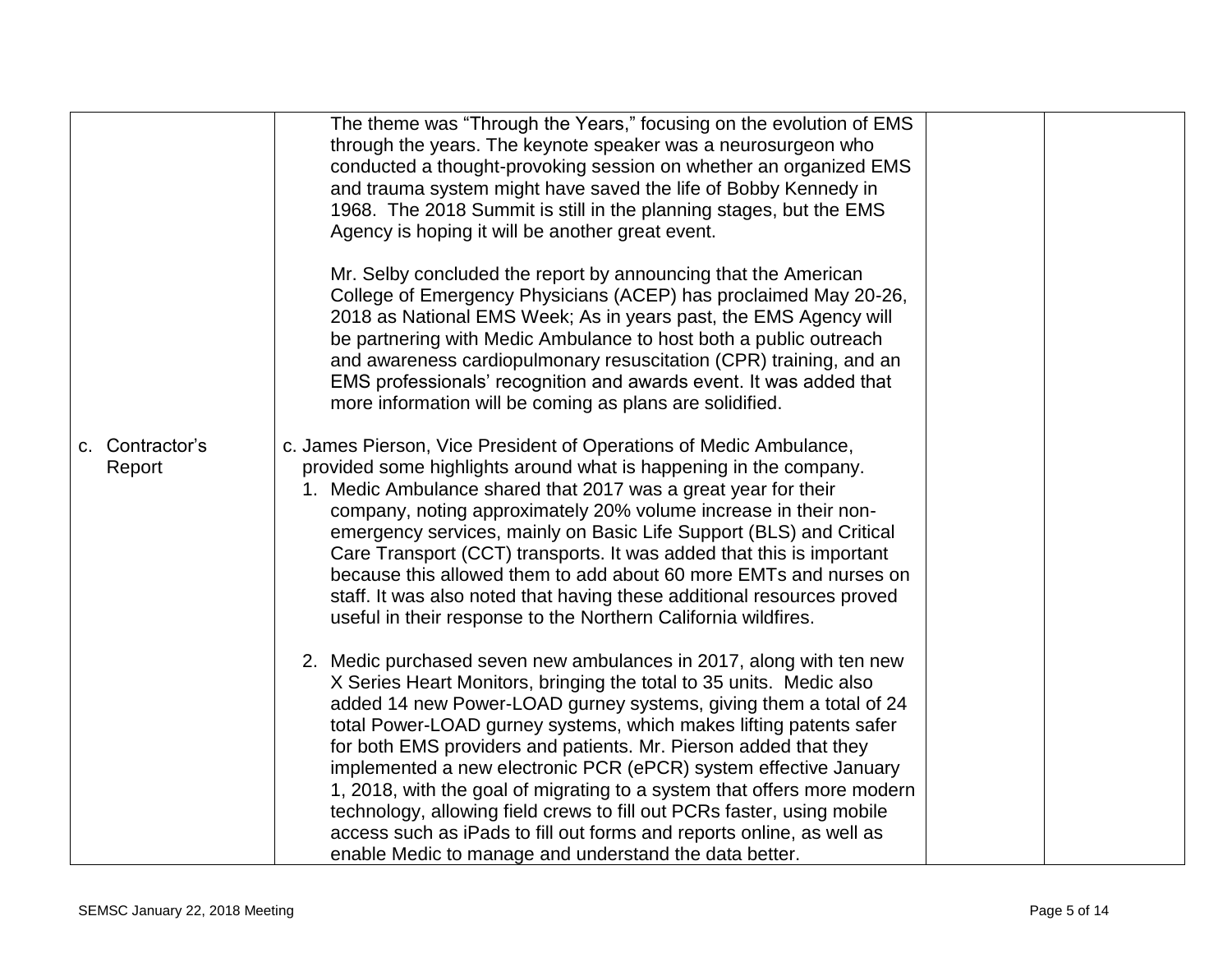| | | | |
|---|---|---|---|
| | The theme was "Through the Years," focusing on the evolution of EMS through the years. The keynote speaker was a neurosurgeon who conducted a thought-provoking session on whether an organized EMS and trauma system might have saved the life of Bobby Kennedy in 1968. The 2018 Summit is still in the planning stages, but the EMS Agency is hoping it will be another great event.<br><br>Mr. Selby concluded the report by announcing that the American College of Emergency Physicians (ACEP) has proclaimed May 20-26, 2018 as National EMS Week; As in years past, the EMS Agency will be partnering with Medic Ambulance to host both a public outreach and awareness cardiopulmonary resuscitation (CPR) training, and an EMS professionals' recognition and awards event. It was added that more information will be coming as plans are solidified. | | |
| c. Contractor's Report | c. James Pierson, Vice President of Operations of Medic Ambulance, provided some highlights around what is happening in the company.<br>1. Medic Ambulance shared that 2017 was a great year for their company, noting approximately 20% volume increase in their non-emergency services, mainly on Basic Life Support (BLS) and Critical Care Transport (CCT) transports. It was added that this is important because this allowed them to add about 60 more EMTs and nurses on staff. It was also noted that having these additional resources proved useful in their response to the Northern California wildfires.<br><br>2. Medic purchased seven new ambulances in 2017, along with ten new X Series Heart Monitors, bringing the total to 35 units. Medic also added 14 new Power-LOAD gurney systems, giving them a total of 24 total Power-LOAD gurney systems, which makes lifting patents safer for both EMS providers and patients. Mr. Pierson added that they implemented a new electronic PCR (ePCR) system effective January 1, 2018, with the goal of migrating to a system that offers more modern technology, allowing field crews to fill out PCRs faster, using mobile access such as iPads to fill out forms and reports online, as well as enable Medic to manage and understand the data better. | | |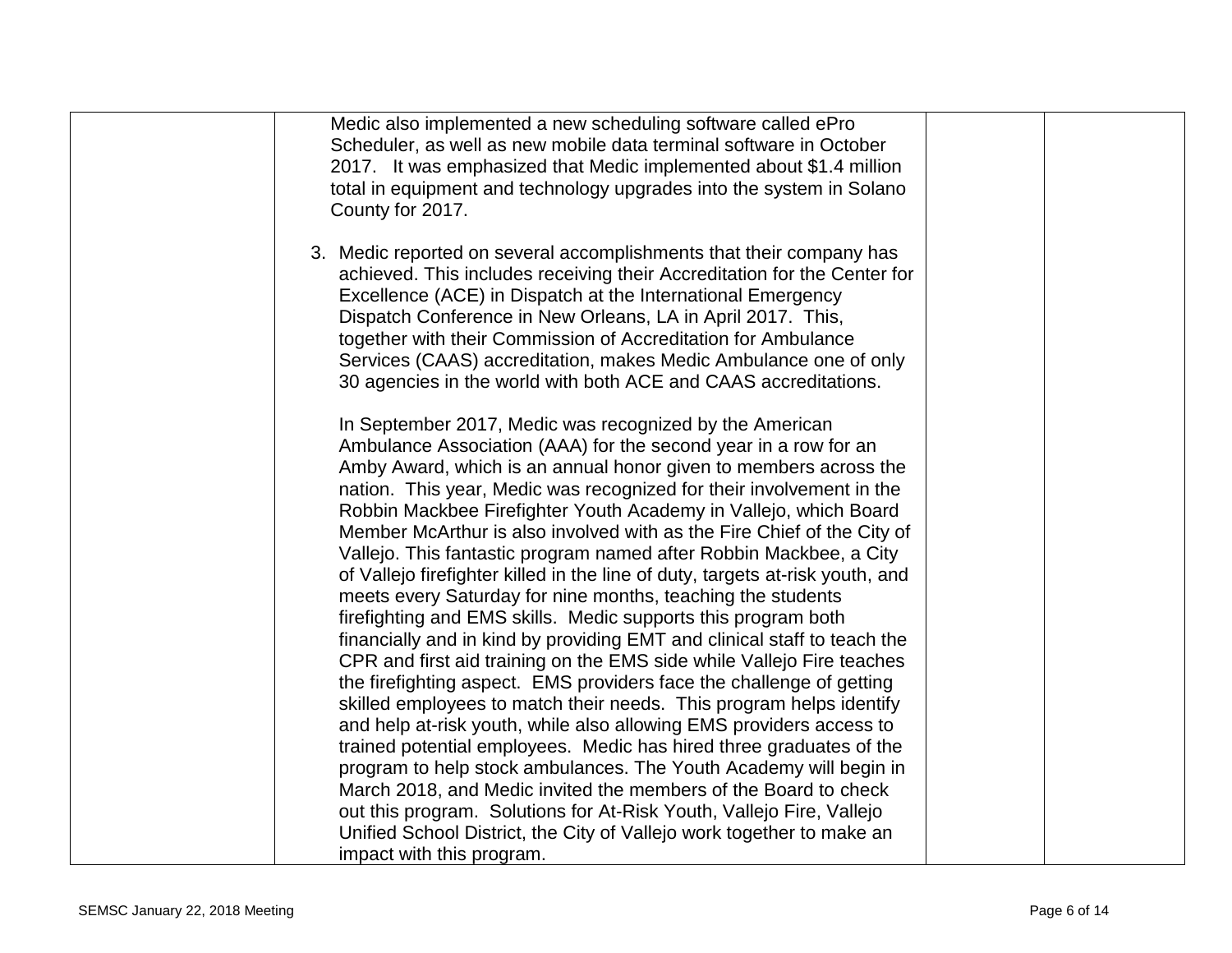| | | | |
|---|---|---|---|
| | Medic also implemented a new scheduling software called ePro Scheduler, as well as new mobile data terminal software in October 2017. It was emphasized that Medic implemented about $1.4 million total in equipment and technology upgrades into the system in Solano County for 2017.<br><br>3. Medic reported on several accomplishments that their company has achieved. This includes receiving their Accreditation for the Center for Excellence (ACE) in Dispatch at the International Emergency Dispatch Conference in New Orleans, LA in April 2017. This, together with their Commission of Accreditation for Ambulance Services (CAAS) accreditation, makes Medic Ambulance one of only 30 agencies in the world with both ACE and CAAS accreditations.<br><br>In September 2017, Medic was recognized by the American Ambulance Association (AAA) for the second year in a row for an Amby Award, which is an annual honor given to members across the nation. This year, Medic was recognized for their involvement in the Robbin Mackbee Firefighter Youth Academy in Vallejo, which Board Member McArthur is also involved with as the Fire Chief of the City of Vallejo. This fantastic program named after Robbin Mackbee, a City of Vallejo firefighter killed in the line of duty, targets at-risk youth, and meets every Saturday for nine months, teaching the students firefighting and EMS skills. Medic supports this program both financially and in kind by providing EMT and clinical staff to teach the CPR and first aid training on the EMS side while Vallejo Fire teaches the firefighting aspect. EMS providers face the challenge of getting skilled employees to match their needs. This program helps identify and help at-risk youth, while also allowing EMS providers access to trained potential employees. Medic has hired three graduates of the program to help stock ambulances. The Youth Academy will begin in March 2018, and Medic invited the members of the Board to check out this program. Solutions for At-Risk Youth, Vallejo Fire, Vallejo Unified School District, the City of Vallejo work together to make an impact with this program. | | |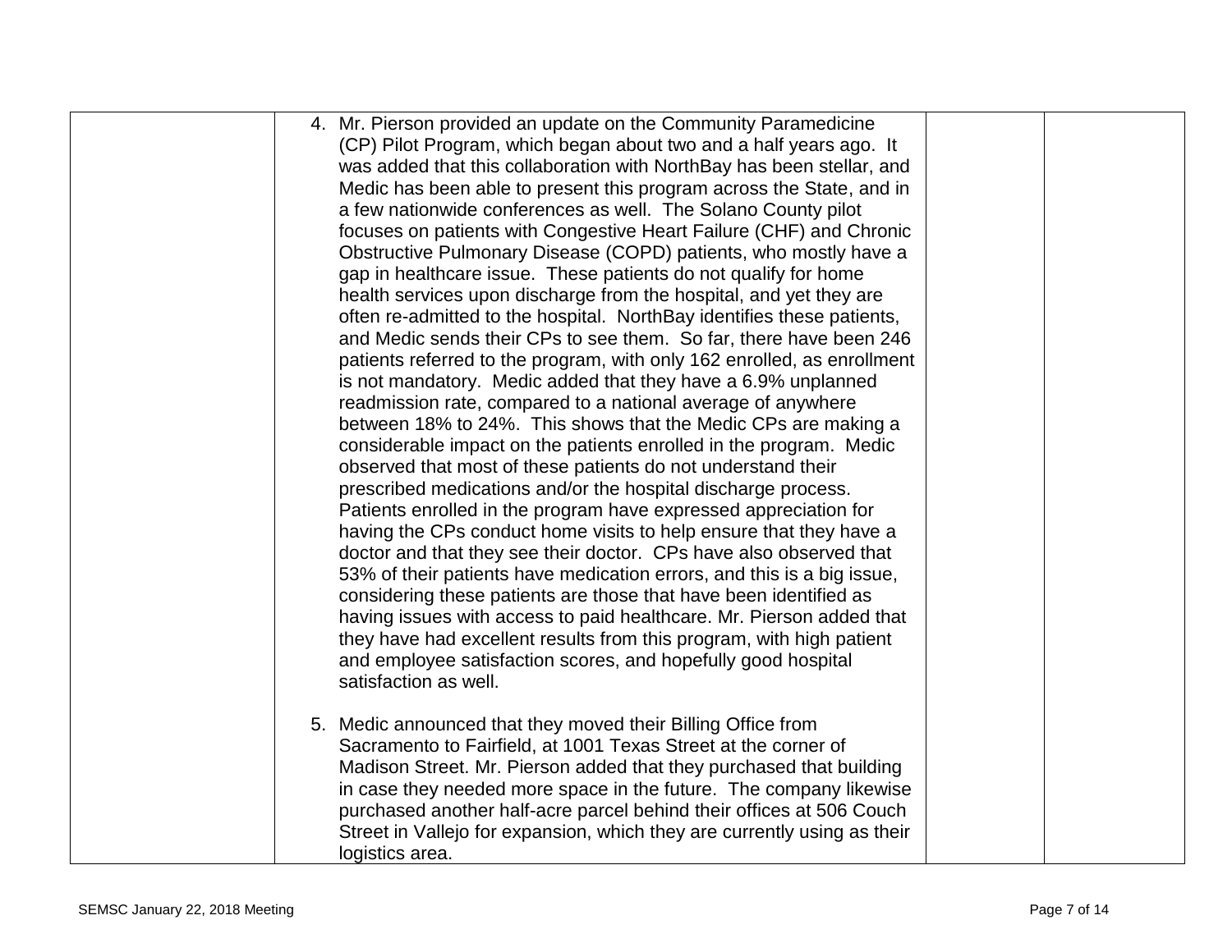| | | | |
|---|---|---|---|
| | 4. Mr. Pierson provided an update on the Community Paramedicine (CP) Pilot Program, which began about two and a half years ago. It was added that this collaboration with NorthBay has been stellar, and Medic has been able to present this program across the State, and in a few nationwide conferences as well. The Solano County pilot focuses on patients with Congestive Heart Failure (CHF) and Chronic Obstructive Pulmonary Disease (COPD) patients, who mostly have a gap in healthcare issue. These patients do not qualify for home health services upon discharge from the hospital, and yet they are often re-admitted to the hospital. NorthBay identifies these patients, and Medic sends their CPs to see them. So far, there have been 246 patients referred to the program, with only 162 enrolled, as enrollment is not mandatory. Medic added that they have a 6.9% unplanned readmission rate, compared to a national average of anywhere between 18% to 24%. This shows that the Medic CPs are making a considerable impact on the patients enrolled in the program. Medic observed that most of these patients do not understand their prescribed medications and/or the hospital discharge process. Patients enrolled in the program have expressed appreciation for having the CPs conduct home visits to help ensure that they have a doctor and that they see their doctor. CPs have also observed that 53% of their patients have medication errors, and this is a big issue, considering these patients are those that have been identified as having issues with access to paid healthcare. Mr. Pierson added that they have had excellent results from this program, with high patient and employee satisfaction scores, and hopefully good hospital satisfaction as well.<br><br>5. Medic announced that they moved their Billing Office from Sacramento to Fairfield, at 1001 Texas Street at the corner of Madison Street. Mr. Pierson added that they purchased that building in case they needed more space in the future. The company likewise purchased another half-acre parcel behind their offices at 506 Couch Street in Vallejo for expansion, which they are currently using as their logistics area. | | |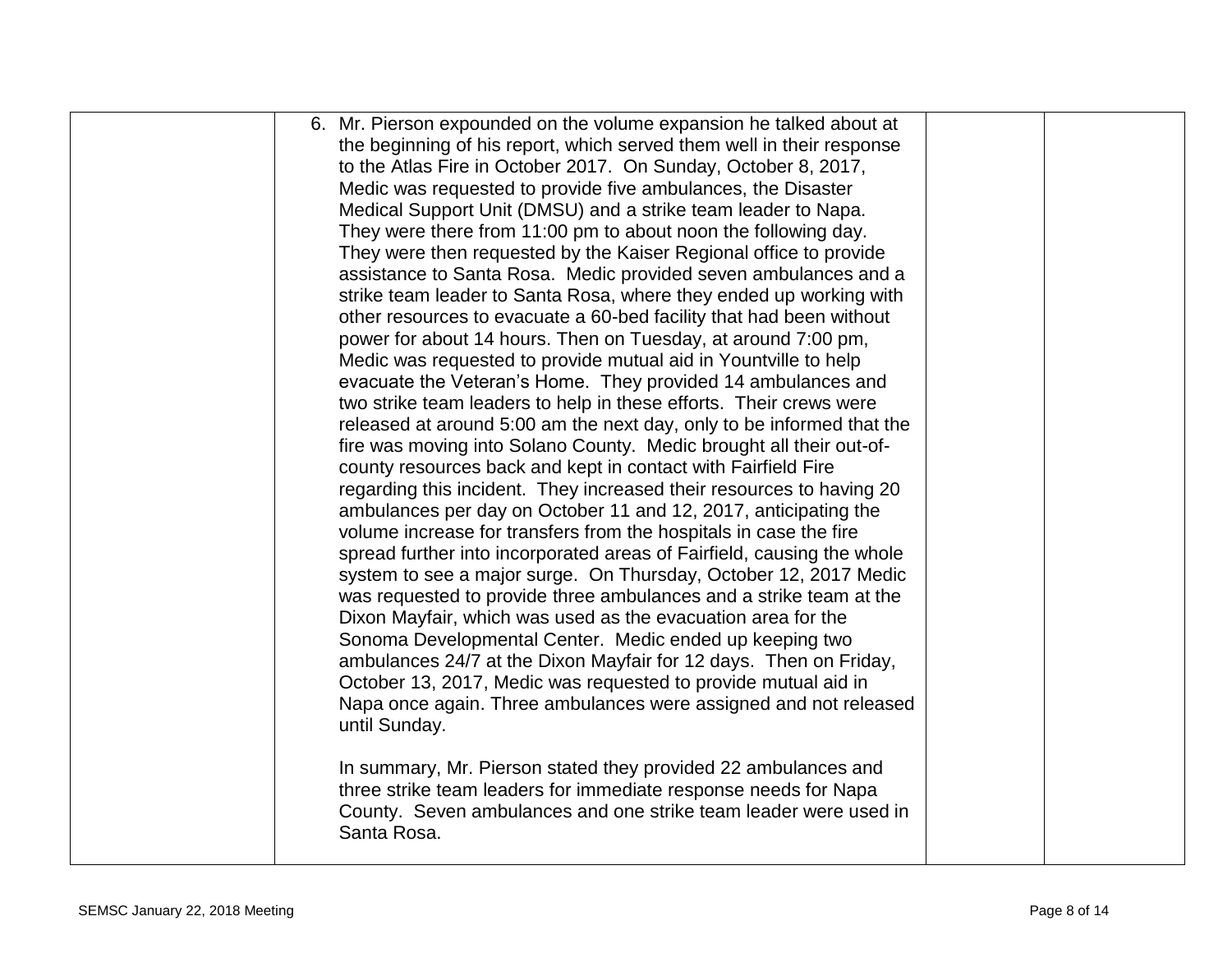| | | | |
|---|---|---|---|
| | 6. Mr. Pierson expounded on the volume expansion he talked about at the beginning of his report, which served them well in their response to the Atlas Fire in October 2017. On Sunday, October 8, 2017, Medic was requested to provide five ambulances, the Disaster Medical Support Unit (DMSU) and a strike team leader to Napa. They were there from 11:00 pm to about noon the following day. They were then requested by the Kaiser Regional office to provide assistance to Santa Rosa. Medic provided seven ambulances and a strike team leader to Santa Rosa, where they ended up working with other resources to evacuate a 60-bed facility that had been without power for about 14 hours. Then on Tuesday, at around 7:00 pm, Medic was requested to provide mutual aid in Yountville to help evacuate the Veteran's Home. They provided 14 ambulances and two strike team leaders to help in these efforts. Their crews were released at around 5:00 am the next day, only to be informed that the fire was moving into Solano County. Medic brought all their out-of-county resources back and kept in contact with Fairfield Fire regarding this incident. They increased their resources to having 20 ambulances per day on October 11 and 12, 2017, anticipating the volume increase for transfers from the hospitals in case the fire spread further into incorporated areas of Fairfield, causing the whole system to see a major surge. On Thursday, October 12, 2017 Medic was requested to provide three ambulances and a strike team at the Dixon Mayfair, which was used as the evacuation area for the Sonoma Developmental Center. Medic ended up keeping two ambulances 24/7 at the Dixon Mayfair for 12 days. Then on Friday, October 13, 2017, Medic was requested to provide mutual aid in Napa once again. Three ambulances were assigned and not released until Sunday.<br><br>In summary, Mr. Pierson stated they provided 22 ambulances and three strike team leaders for immediate response needs for Napa County. Seven ambulances and one strike team leader were used in Santa Rosa. | | |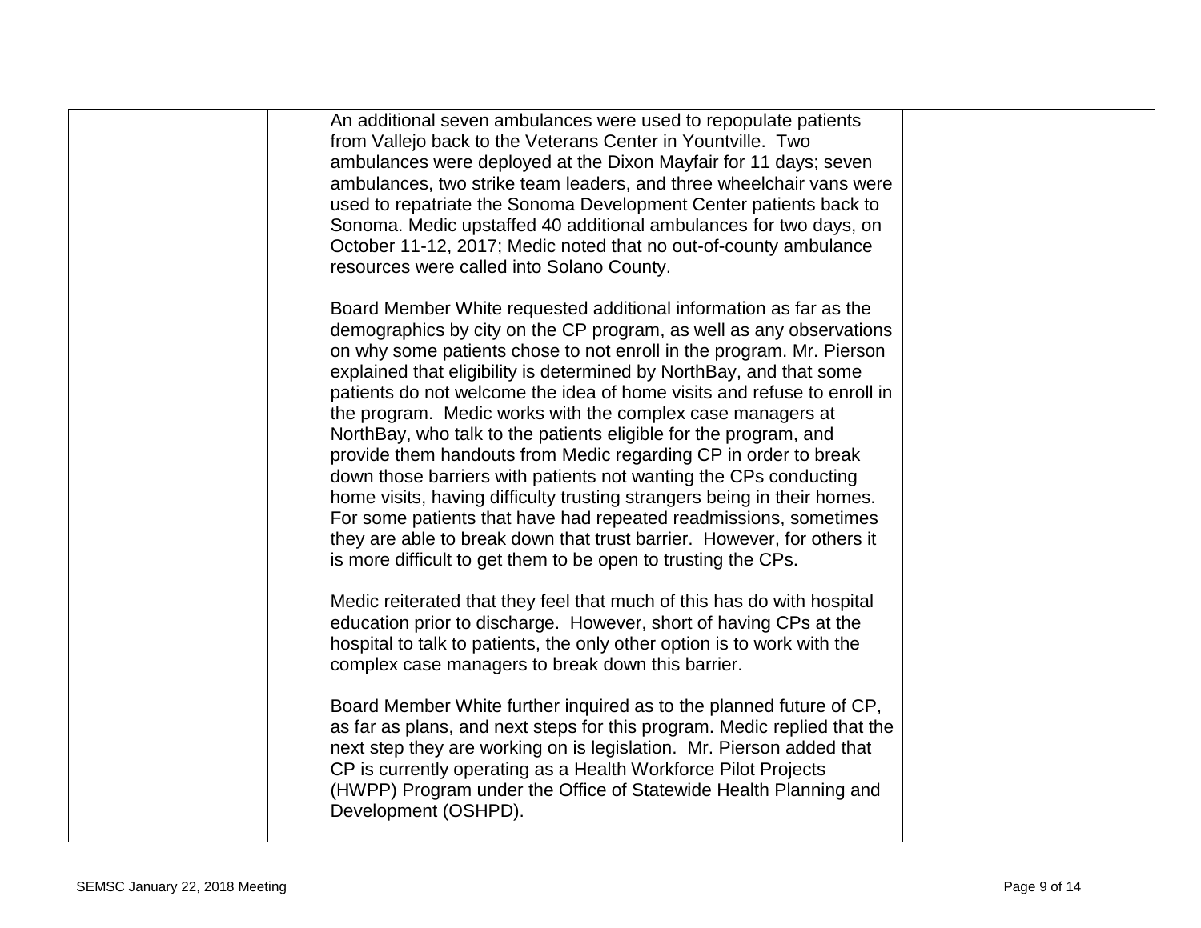| | | | |
|---|---|---|---|
| | An additional seven ambulances were used to repopulate patients from Vallejo back to the Veterans Center in Yountville. Two ambulances were deployed at the Dixon Mayfair for 11 days; seven ambulances, two strike team leaders, and three wheelchair vans were used to repatriate the Sonoma Development Center patients back to Sonoma. Medic upstaffed 40 additional ambulances for two days, on October 11-12, 2017; Medic noted that no out-of-county ambulance resources were called into Solano County.<br><br>Board Member White requested additional information as far as the demographics by city on the CP program, as well as any observations on why some patients chose to not enroll in the program. Mr. Pierson explained that eligibility is determined by NorthBay, and that some patients do not welcome the idea of home visits and refuse to enroll in the program. Medic works with the complex case managers at NorthBay, who talk to the patients eligible for the program, and provide them handouts from Medic regarding CP in order to break down those barriers with patients not wanting the CPs conducting home visits, having difficulty trusting strangers being in their homes. For some patients that have had repeated readmissions, sometimes they are able to break down that trust barrier. However, for others it is more difficult to get them to be open to trusting the CPs.<br><br>Medic reiterated that they feel that much of this has do with hospital education prior to discharge. However, short of having CPs at the hospital to talk to patients, the only other option is to work with the complex case managers to break down this barrier.<br><br>Board Member White further inquired as to the planned future of CP, as far as plans, and next steps for this program. Medic replied that the next step they are working on is legislation. Mr. Pierson added that CP is currently operating as a Health Workforce Pilot Projects (HWPP) Program under the Office of Statewide Health Planning and Development (OSHPD). | | |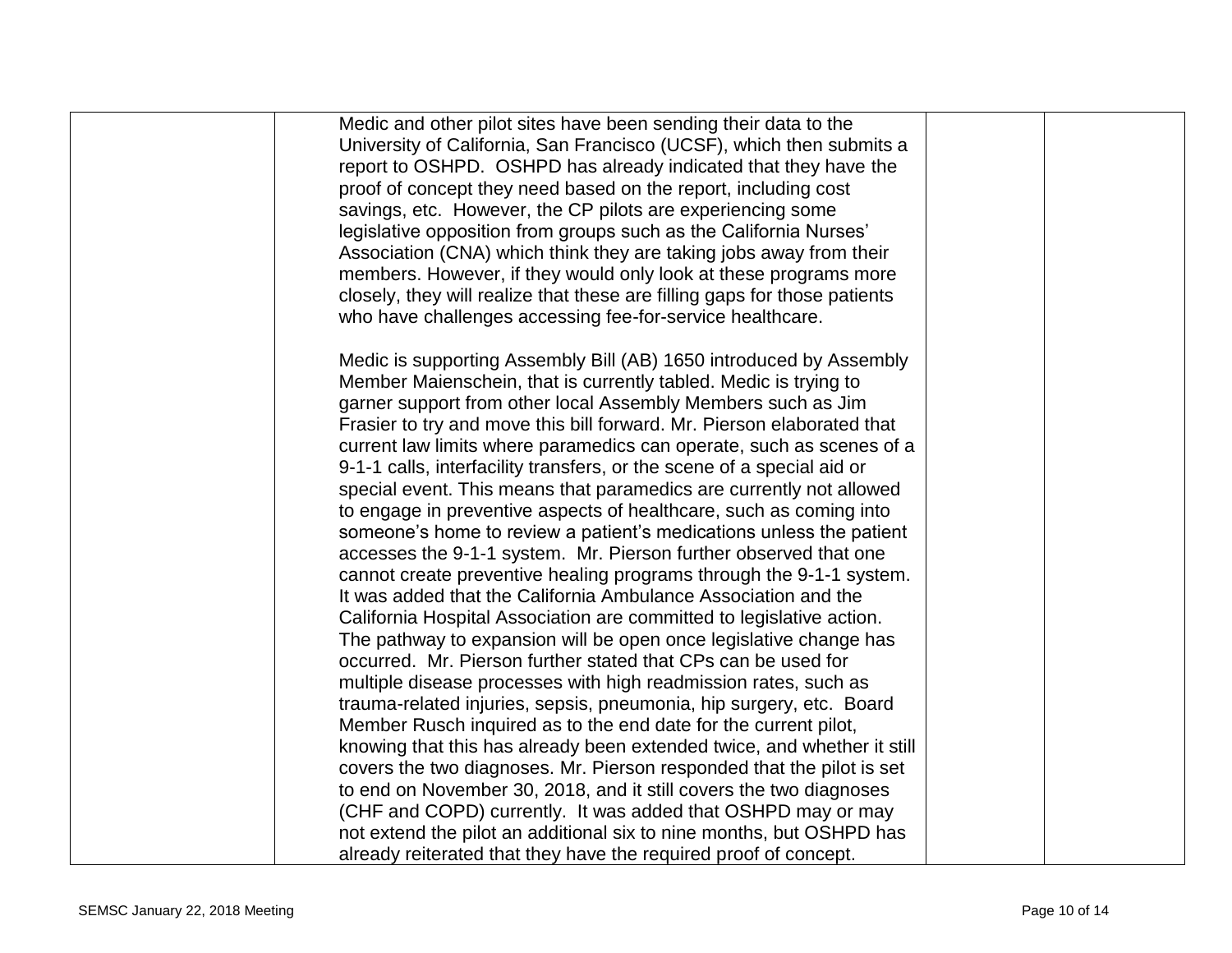| | | | |
|---|---|---|---|
| | Medic and other pilot sites have been sending their data to the University of California, San Francisco (UCSF), which then submits a report to OSHPD. OSHPD has already indicated that they have the proof of concept they need based on the report, including cost savings, etc. However, the CP pilots are experiencing some legislative opposition from groups such as the California Nurses' Association (CNA) which think they are taking jobs away from their members. However, if they would only look at these programs more closely, they will realize that these are filling gaps for those patients who have challenges accessing fee-for-service healthcare.<br><br>Medic is supporting Assembly Bill (AB) 1650 introduced by Assembly Member Maienschein, that is currently tabled. Medic is trying to garner support from other local Assembly Members such as Jim Frasier to try and move this bill forward. Mr. Pierson elaborated that current law limits where paramedics can operate, such as scenes of a 9-1-1 calls, interfacility transfers, or the scene of a special aid or special event. This means that paramedics are currently not allowed to engage in preventive aspects of healthcare, such as coming into someone's home to review a patient's medications unless the patient accesses the 9-1-1 system. Mr. Pierson further observed that one cannot create preventive healing programs through the 9-1-1 system. It was added that the California Ambulance Association and the California Hospital Association are committed to legislative action. The pathway to expansion will be open once legislative change has occurred. Mr. Pierson further stated that CPs can be used for multiple disease processes with high readmission rates, such as trauma-related injuries, sepsis, pneumonia, hip surgery, etc. Board Member Rusch inquired as to the end date for the current pilot, knowing that this has already been extended twice, and whether it still covers the two diagnoses. Mr. Pierson responded that the pilot is set to end on November 30, 2018, and it still covers the two diagnoses (CHF and COPD) currently. It was added that OSHPD may or may not extend the pilot an additional six to nine months, but OSHPD has already reiterated that they have the required proof of concept. | | |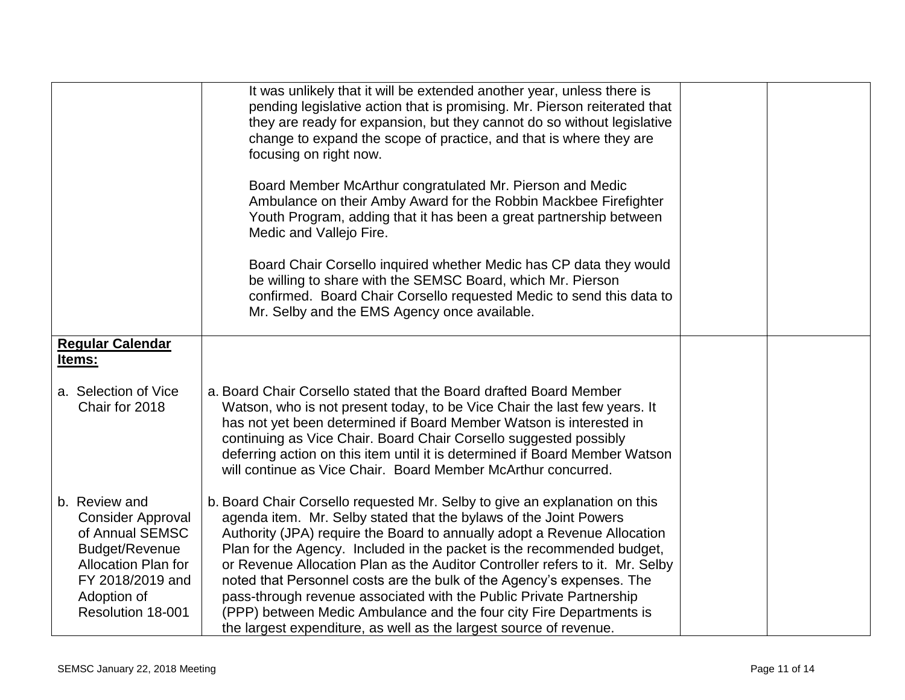| | | | |
|---|---|---|---|
| | It was unlikely that it will be extended another year, unless there is pending legislative action that is promising. Mr. Pierson reiterated that they are ready for expansion, but they cannot do so without legislative change to expand the scope of practice, and that is where they are focusing on right now.<br><br>Board Member McArthur congratulated Mr. Pierson and Medic Ambulance on their Amby Award for the Robbin Mackbee Firefighter Youth Program, adding that it has been a great partnership between Medic and Vallejo Fire.<br><br>Board Chair Corsello inquired whether Medic has CP data they would be willing to share with the SEMSC Board, which Mr. Pierson confirmed. Board Chair Corsello requested Medic to send this data to Mr. Selby and the EMS Agency once available. | | |
| **<u>Regular Calendar Items:</u>**<br><br>a. Selection of Vice Chair for 2018<br><br>b. Review and Consider Approval of Annual SEMSC Budget/Revenue Allocation Plan for FY 2018/2019 and Adoption of Resolution 18-001 | a. Board Chair Corsello stated that the Board drafted Board Member Watson, who is not present today, to be Vice Chair the last few years. It has not yet been determined if Board Member Watson is interested in continuing as Vice Chair. Board Chair Corsello suggested possibly deferring action on this item until it is determined if Board Member Watson will continue as Vice Chair. Board Member McArthur concurred.<br><br>b. Board Chair Corsello requested Mr. Selby to give an explanation on this agenda item. Mr. Selby stated that the bylaws of the Joint Powers Authority (JPA) require the Board to annually adopt a Revenue Allocation Plan for the Agency. Included in the packet is the recommended budget, or Revenue Allocation Plan as the Auditor Controller refers to it. Mr. Selby noted that Personnel costs are the bulk of the Agency's expenses. The pass-through revenue associated with the Public Private Partnership (PPP) between Medic Ambulance and the four city Fire Departments is the largest expenditure, as well as the largest source of revenue. | | |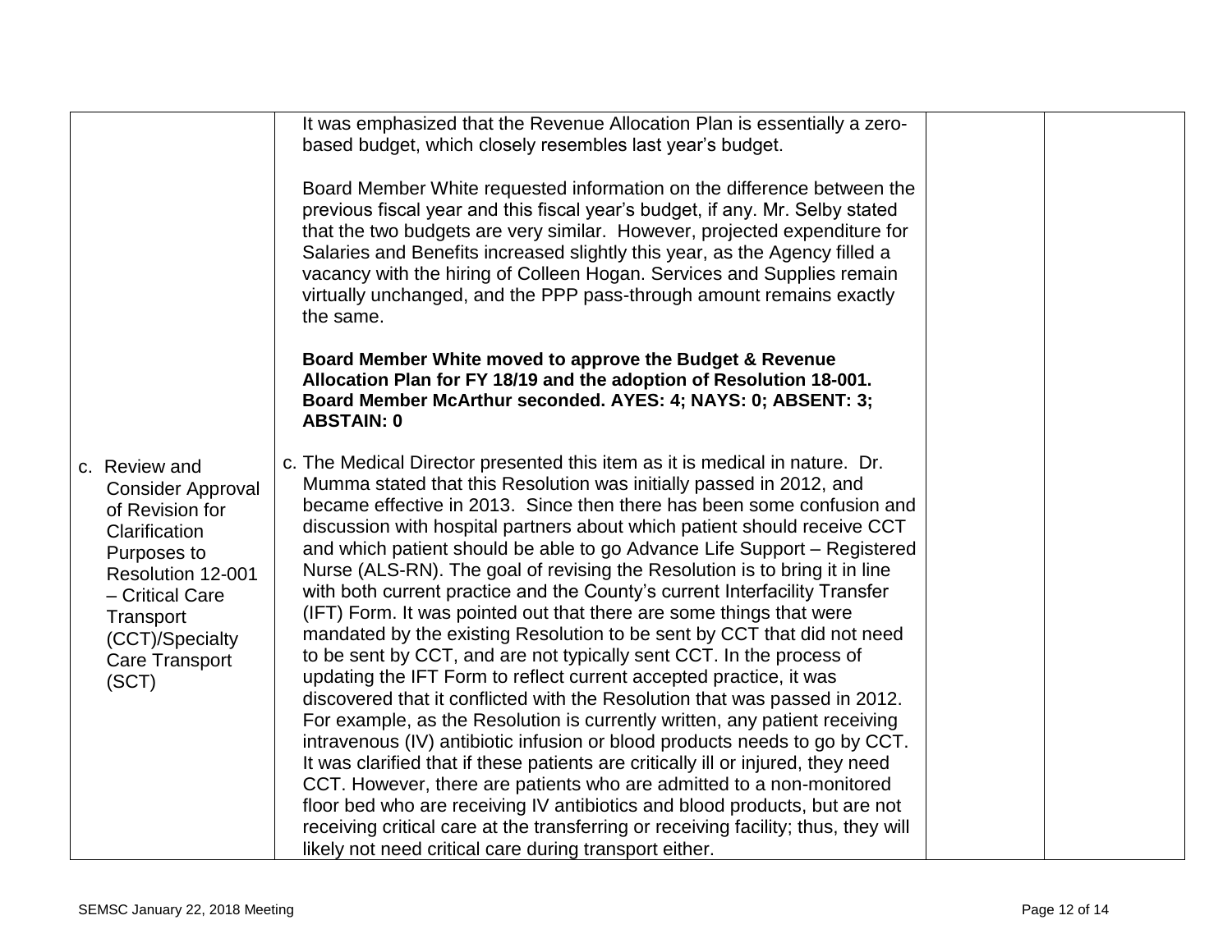| | | | |
|---|---|---|---|
| | It was emphasized that the Revenue Allocation Plan is essentially a zero-based budget, which closely resembles last year's budget.<br><br>Board Member White requested information on the difference between the previous fiscal year and this fiscal year's budget, if any. Mr. Selby stated that the two budgets are very similar. However, projected expenditure for Salaries and Benefits increased slightly this year, as the Agency filled a vacancy with the hiring of Colleen Hogan. Services and Supplies remain virtually unchanged, and the PPP pass-through amount remains exactly the same.<br><br>**Board Member White moved to approve the Budget & Revenue Allocation Plan for FY 18/19 and the adoption of Resolution 18-001. Board Member McArthur seconded. AYES: 4; NAYS: 0; ABSENT: 3; ABSTAIN: 0** | | |
| c. Review and Consider Approval of Revision for Clarification Purposes to Resolution 12-001 – Critical Care Transport (CCT)/Specialty Care Transport (SCT) | c. The Medical Director presented this item as it is medical in nature. Dr. Mumma stated that this Resolution was initially passed in 2012, and became effective in 2013. Since then there has been some confusion and discussion with hospital partners about which patient should receive CCT and which patient should be able to go Advance Life Support – Registered Nurse (ALS-RN). The goal of revising the Resolution is to bring it in line with both current practice and the County's current Interfacility Transfer (IFT) Form. It was pointed out that there are some things that were mandated by the existing Resolution to be sent by CCT that did not need to be sent by CCT, and are not typically sent CCT. In the process of updating the IFT Form to reflect current accepted practice, it was discovered that it conflicted with the Resolution that was passed in 2012. For example, as the Resolution is currently written, any patient receiving intravenous (IV) antibiotic infusion or blood products needs to go by CCT. It was clarified that if these patients are critically ill or injured, they need CCT. However, there are patients who are admitted to a non-monitored floor bed who are receiving IV antibiotics and blood products, but are not receiving critical care at the transferring or receiving facility; thus, they will likely not need critical care during transport either. | | |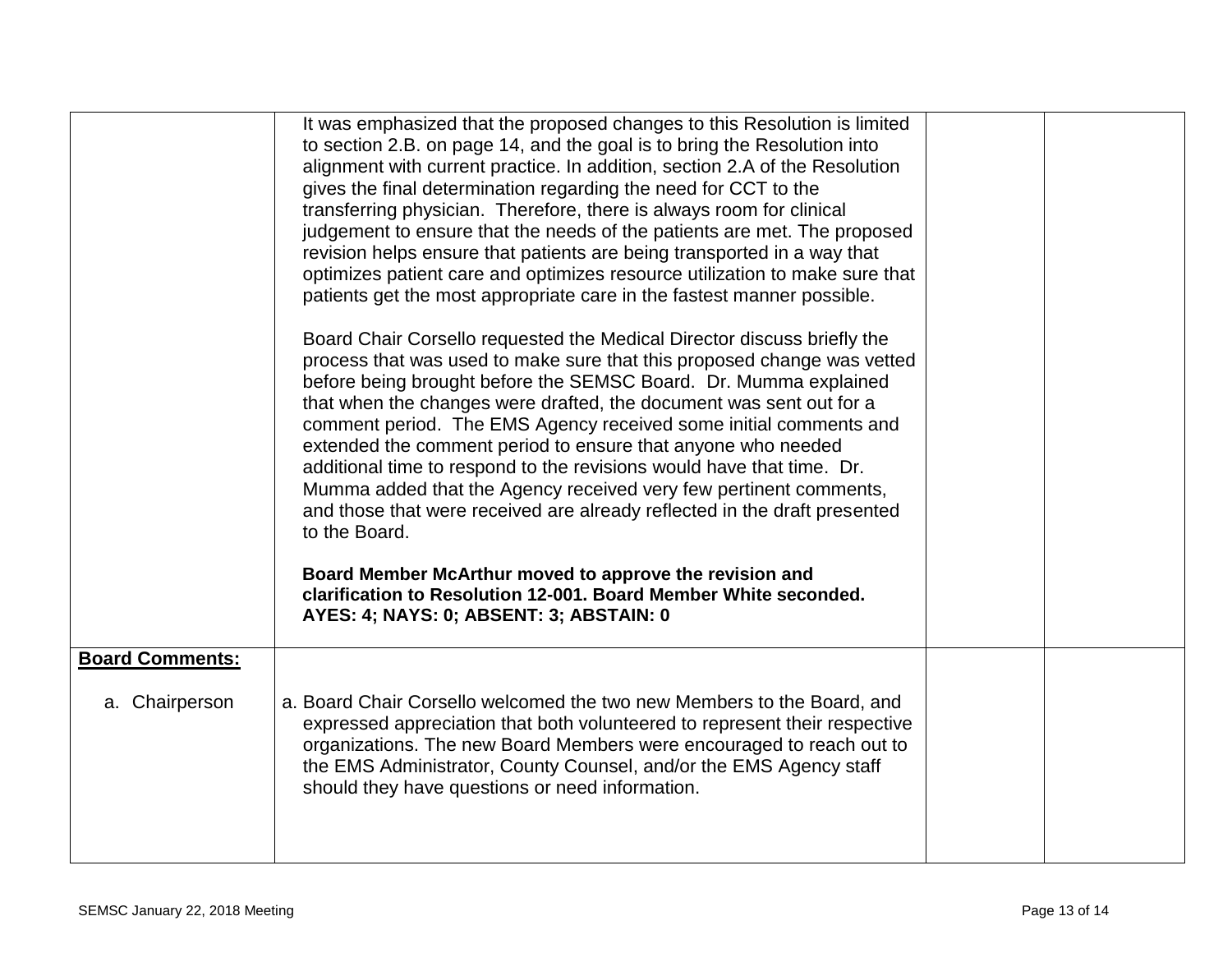| | | | |
|---|---|---|---|
| | It was emphasized that the proposed changes to this Resolution is limited to section 2.B. on page 14, and the goal is to bring the Resolution into alignment with current practice. In addition, section 2.A of the Resolution gives the final determination regarding the need for CCT to the transferring physician. Therefore, there is always room for clinical judgement to ensure that the needs of the patients are met. The proposed revision helps ensure that patients are being transported in a way that optimizes patient care and optimizes resource utilization to make sure that patients get the most appropriate care in the fastest manner possible.<br><br>Board Chair Corsello requested the Medical Director discuss briefly the process that was used to make sure that this proposed change was vetted before being brought before the SEMSC Board. Dr. Mumma explained that when the changes were drafted, the document was sent out for a comment period. The EMS Agency received some initial comments and extended the comment period to ensure that anyone who needed additional time to respond to the revisions would have that time. Dr. Mumma added that the Agency received very few pertinent comments, and those that were received are already reflected in the draft presented to the Board.<br><br>**Board Member McArthur moved to approve the revision and clarification to Resolution 12-001. Board Member White seconded. AYES: 4; NAYS: 0; ABSENT: 3; ABSTAIN: 0** | | |
| **Board Comments:**<br><br>a. Chairperson | a. Board Chair Corsello welcomed the two new Members to the Board, and expressed appreciation that both volunteered to represent their respective organizations. The new Board Members were encouraged to reach out to the EMS Administrator, County Counsel, and/or the EMS Agency staff should they have questions or need information. | | |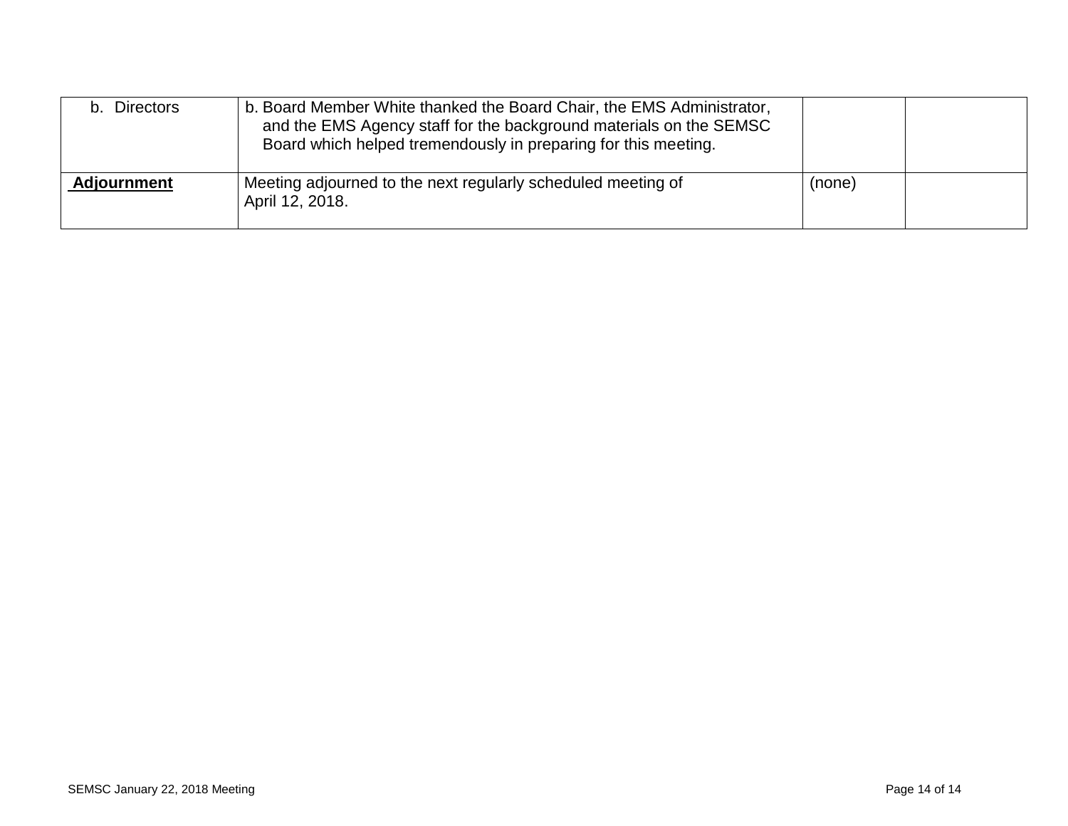| | | | |
|---|---|---|---|
| b. Directors | b. Board Member White thanked the Board Chair, the EMS Administrator, and the EMS Agency staff for the background materials on the SEMSC Board which helped tremendously in preparing for this meeting. | | |
| **Adjournment** | Meeting adjourned to the next regularly scheduled meeting of April 12, 2018. | (none) | |